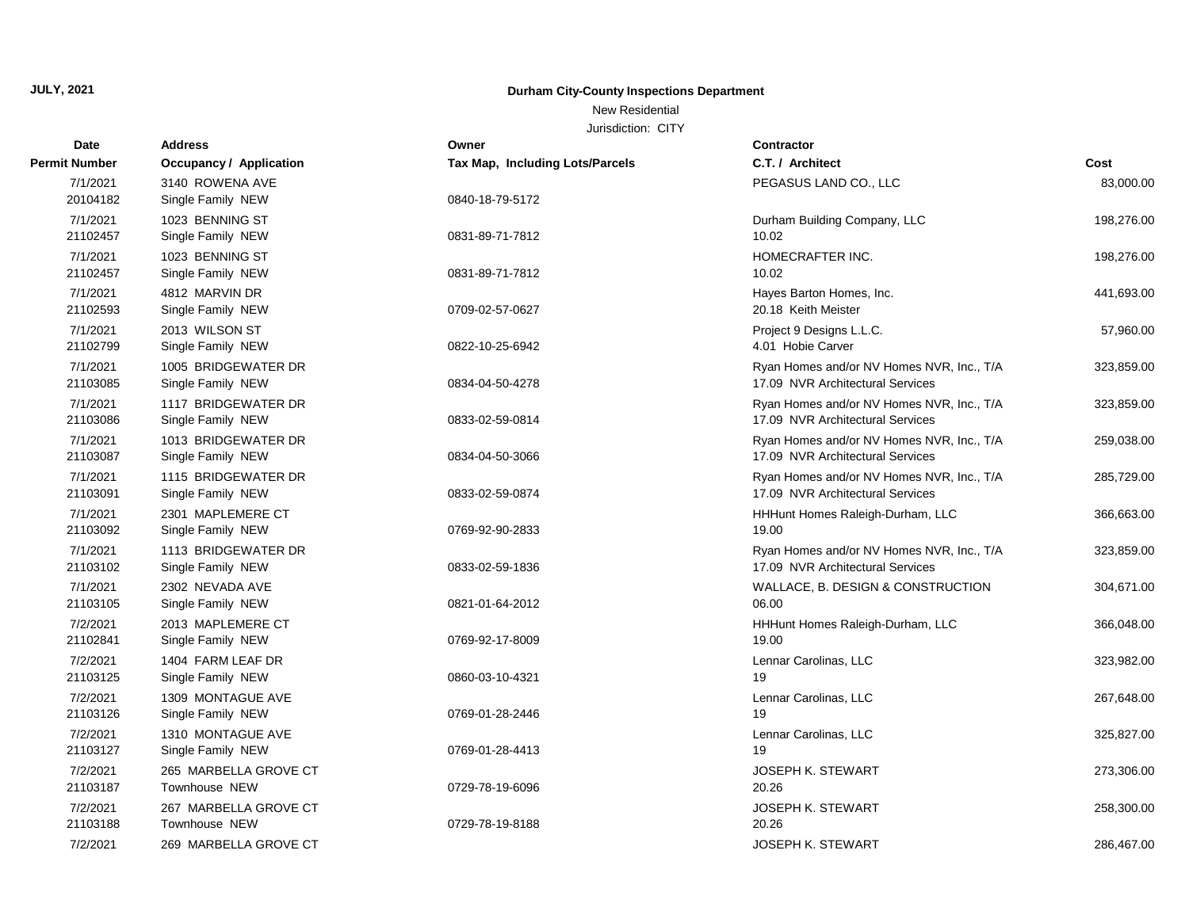**JULY, 2021**

# Durham City-County Inspections Department

New Residential

Jurisdiction: CITY

| Date / Permit Number | Address / Occupancy / Application | Owner / Tax Map, Including Lots/Parcels | Contractor / C.T. / Architect | Cost |
|---|---|---|---|---|
| 7/1/2021<br>20104182 | 3140 ROWENA AVE<br>Single Family NEW | 0840-18-79-5172 | PEGASUS LAND CO., LLC | 83,000.00 |
| 7/1/2021<br>21102457 | 1023 BENNING ST<br>Single Family NEW | 0831-89-71-7812 | Durham Building Company, LLC<br>10.02 | 198,276.00 |
| 7/1/2021<br>21102457 | 1023 BENNING ST<br>Single Family NEW | 0831-89-71-7812 | HOMECRAFTER INC.<br>10.02 | 198,276.00 |
| 7/1/2021<br>21102593 | 4812 MARVIN DR<br>Single Family NEW | 0709-02-57-0627 | Hayes Barton Homes, Inc.<br>20.18 Keith Meister | 441,693.00 |
| 7/1/2021<br>21102799 | 2013 WILSON ST<br>Single Family NEW | 0822-10-25-6942 | Project 9 Designs L.L.C.<br>4.01 Hobie Carver | 57,960.00 |
| 7/1/2021<br>21103085 | 1005 BRIDGEWATER DR<br>Single Family NEW | 0834-04-50-4278 | Ryan Homes and/or NV Homes NVR, Inc., T/A<br>17.09 NVR Architectural Services | 323,859.00 |
| 7/1/2021<br>21103086 | 1117 BRIDGEWATER DR<br>Single Family NEW | 0833-02-59-0814 | Ryan Homes and/or NV Homes NVR, Inc., T/A<br>17.09 NVR Architectural Services | 323,859.00 |
| 7/1/2021<br>21103087 | 1013 BRIDGEWATER DR<br>Single Family NEW | 0834-04-50-3066 | Ryan Homes and/or NV Homes NVR, Inc., T/A<br>17.09 NVR Architectural Services | 259,038.00 |
| 7/1/2021<br>21103091 | 1115 BRIDGEWATER DR<br>Single Family NEW | 0833-02-59-0874 | Ryan Homes and/or NV Homes NVR, Inc., T/A<br>17.09 NVR Architectural Services | 285,729.00 |
| 7/1/2021<br>21103092 | 2301 MAPLEMERE CT<br>Single Family NEW | 0769-92-90-2833 | HHHunt Homes Raleigh-Durham, LLC<br>19.00 | 366,663.00 |
| 7/1/2021<br>21103102 | 1113 BRIDGEWATER DR<br>Single Family NEW | 0833-02-59-1836 | Ryan Homes and/or NV Homes NVR, Inc., T/A<br>17.09 NVR Architectural Services | 323,859.00 |
| 7/1/2021<br>21103105 | 2302 NEVADA AVE<br>Single Family NEW | 0821-01-64-2012 | WALLACE, B. DESIGN & CONSTRUCTION<br>06.00 | 304,671.00 |
| 7/2/2021<br>21102841 | 2013 MAPLEMERE CT<br>Single Family NEW | 0769-92-17-8009 | HHHunt Homes Raleigh-Durham, LLC<br>19.00 | 366,048.00 |
| 7/2/2021<br>21103125 | 1404 FARM LEAF DR<br>Single Family NEW | 0860-03-10-4321 | Lennar Carolinas, LLC<br>19 | 323,982.00 |
| 7/2/2021<br>21103126 | 1309 MONTAGUE AVE<br>Single Family NEW | 0769-01-28-2446 | Lennar Carolinas, LLC<br>19 | 267,648.00 |
| 7/2/2021<br>21103127 | 1310 MONTAGUE AVE<br>Single Family NEW | 0769-01-28-4413 | Lennar Carolinas, LLC<br>19 | 325,827.00 |
| 7/2/2021<br>21103187 | 265 MARBELLA GROVE CT<br>Townhouse NEW | 0729-78-19-6096 | JOSEPH K. STEWART<br>20.26 | 273,306.00 |
| 7/2/2021<br>21103188 | 267 MARBELLA GROVE CT<br>Townhouse NEW | 0729-78-19-8188 | JOSEPH K. STEWART<br>20.26 | 258,300.00 |
| 7/2/2021 | 269 MARBELLA GROVE CT | | JOSEPH K. STEWART | 286,467.00 |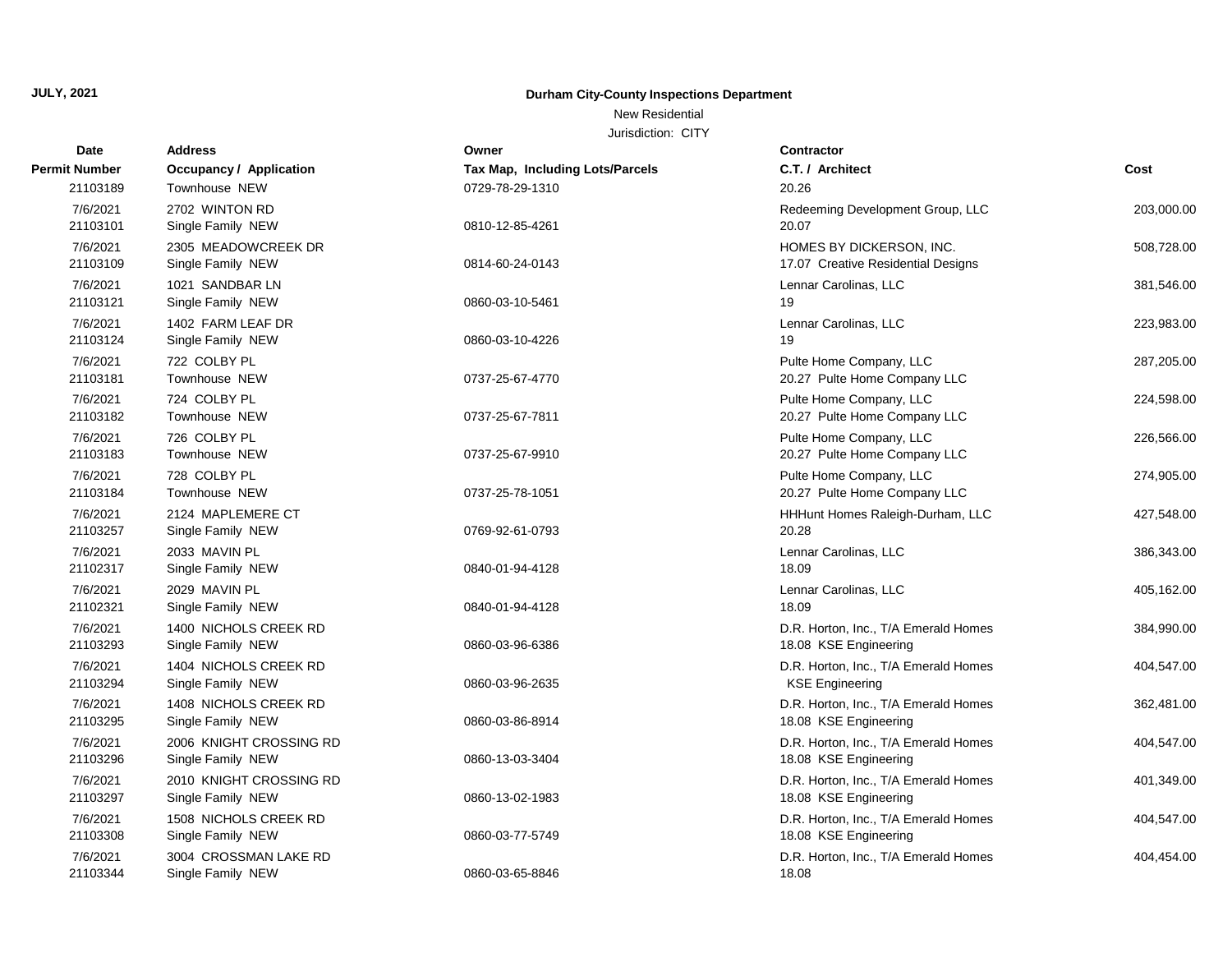**JULY, 2021**

**Durham City-County Inspections Department**

New Residential

Jurisdiction: CITY

| Date / Permit Number | Address / Occupancy / Application | Owner / Tax Map, Including Lots/Parcels | Contractor / C.T. / Architect | Cost |
|---|---|---|---|---|
| 21103189 | Townhouse NEW | 0729-78-29-1310 | 20.26 | |
| 7/6/2021 21103101 | 2702 WINTON RD Single Family NEW | 0810-12-85-4261 | Redeeming Development Group, LLC 20.07 | 203,000.00 |
| 7/6/2021 21103109 | 2305 MEADOWCREEK DR Single Family NEW | 0814-60-24-0143 | HOMES BY DICKERSON, INC. 17.07 Creative Residential Designs | 508,728.00 |
| 7/6/2021 21103121 | 1021 SANDBAR LN Single Family NEW | 0860-03-10-5461 | Lennar Carolinas, LLC 19 | 381,546.00 |
| 7/6/2021 21103124 | 1402 FARM LEAF DR Single Family NEW | 0860-03-10-4226 | Lennar Carolinas, LLC 19 | 223,983.00 |
| 7/6/2021 21103181 | 722 COLBY PL Townhouse NEW | 0737-25-67-4770 | Pulte Home Company, LLC 20.27 Pulte Home Company LLC | 287,205.00 |
| 7/6/2021 21103182 | 724 COLBY PL Townhouse NEW | 0737-25-67-7811 | Pulte Home Company, LLC 20.27 Pulte Home Company LLC | 224,598.00 |
| 7/6/2021 21103183 | 726 COLBY PL Townhouse NEW | 0737-25-67-9910 | Pulte Home Company, LLC 20.27 Pulte Home Company LLC | 226,566.00 |
| 7/6/2021 21103184 | 728 COLBY PL Townhouse NEW | 0737-25-78-1051 | Pulte Home Company, LLC 20.27 Pulte Home Company LLC | 274,905.00 |
| 7/6/2021 21103257 | 2124 MAPLEMERE CT Single Family NEW | 0769-92-61-0793 | HHHunt Homes Raleigh-Durham, LLC 20.28 | 427,548.00 |
| 7/6/2021 21102317 | 2033 MAVIN PL Single Family NEW | 0840-01-94-4128 | Lennar Carolinas, LLC 18.09 | 386,343.00 |
| 7/6/2021 21102321 | 2029 MAVIN PL Single Family NEW | 0840-01-94-4128 | Lennar Carolinas, LLC 18.09 | 405,162.00 |
| 7/6/2021 21103293 | 1400 NICHOLS CREEK RD Single Family NEW | 0860-03-96-6386 | D.R. Horton, Inc., T/A Emerald Homes 18.08 KSE Engineering | 384,990.00 |
| 7/6/2021 21103294 | 1404 NICHOLS CREEK RD Single Family NEW | 0860-03-96-2635 | D.R. Horton, Inc., T/A Emerald Homes KSE Engineering | 404,547.00 |
| 7/6/2021 21103295 | 1408 NICHOLS CREEK RD Single Family NEW | 0860-03-86-8914 | D.R. Horton, Inc., T/A Emerald Homes 18.08 KSE Engineering | 362,481.00 |
| 7/6/2021 21103296 | 2006 KNIGHT CROSSING RD Single Family NEW | 0860-13-03-3404 | D.R. Horton, Inc., T/A Emerald Homes 18.08 KSE Engineering | 404,547.00 |
| 7/6/2021 21103297 | 2010 KNIGHT CROSSING RD Single Family NEW | 0860-13-02-1983 | D.R. Horton, Inc., T/A Emerald Homes 18.08 KSE Engineering | 401,349.00 |
| 7/6/2021 21103308 | 1508 NICHOLS CREEK RD Single Family NEW | 0860-03-77-5749 | D.R. Horton, Inc., T/A Emerald Homes 18.08 KSE Engineering | 404,547.00 |
| 7/6/2021 21103344 | 3004 CROSSMAN LAKE RD Single Family NEW | 0860-03-65-8846 | D.R. Horton, Inc., T/A Emerald Homes 18.08 | 404,454.00 |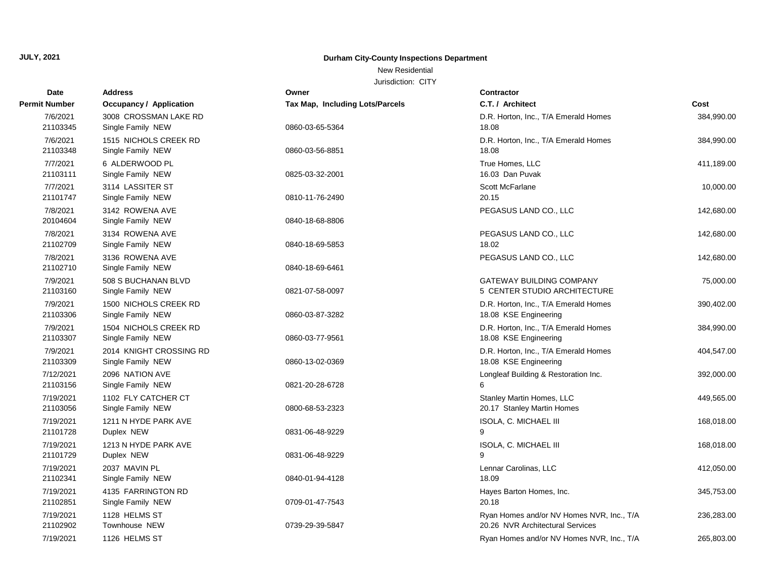**JULY, 2021**

**Durham City-County Inspections Department**

New Residential

Jurisdiction: CITY

| Date<br>Permit Number | Address<br>Occupancy / Application | Owner<br>Tax Map, Including Lots/Parcels | Contractor<br>C.T. / Architect | Cost |
|---|---|---|---|---|
| 7/6/2021<br>21103345 | 3008 CROSSMAN LAKE RD<br>Single Family NEW | 0860-03-65-5364 | D.R. Horton, Inc., T/A Emerald Homes<br>18.08 | 384,990.00 |
| 7/6/2021<br>21103348 | 1515 NICHOLS CREEK RD<br>Single Family NEW | 0860-03-56-8851 | D.R. Horton, Inc., T/A Emerald Homes<br>18.08 | 384,990.00 |
| 7/7/2021<br>21103111 | 6 ALDERWOOD PL<br>Single Family NEW | 0825-03-32-2001 | True Homes, LLC<br>16.03 Dan Puvak | 411,189.00 |
| 7/7/2021<br>21101747 | 3114 LASSITER ST<br>Single Family NEW | 0810-11-76-2490 | Scott McFarlane<br>20.15 | 10,000.00 |
| 7/8/2021<br>20104604 | 3142 ROWENA AVE<br>Single Family NEW | 0840-18-68-8806 | PEGASUS LAND CO., LLC | 142,680.00 |
| 7/8/2021<br>21102709 | 3134 ROWENA AVE<br>Single Family NEW | 0840-18-69-5853 | PEGASUS LAND CO., LLC<br>18.02 | 142,680.00 |
| 7/8/2021<br>21102710 | 3136 ROWENA AVE<br>Single Family NEW | 0840-18-69-6461 | PEGASUS LAND CO., LLC | 142,680.00 |
| 7/9/2021<br>21103160 | 508 S BUCHANAN BLVD<br>Single Family NEW | 0821-07-58-0097 | GATEWAY BUILDING COMPANY<br>5 CENTER STUDIO ARCHITECTURE | 75,000.00 |
| 7/9/2021<br>21103306 | 1500 NICHOLS CREEK RD<br>Single Family NEW | 0860-03-87-3282 | D.R. Horton, Inc., T/A Emerald Homes<br>18.08 KSE Engineering | 390,402.00 |
| 7/9/2021<br>21103307 | 1504 NICHOLS CREEK RD<br>Single Family NEW | 0860-03-77-9561 | D.R. Horton, Inc., T/A Emerald Homes<br>18.08 KSE Engineering | 384,990.00 |
| 7/9/2021<br>21103309 | 2014 KNIGHT CROSSING RD<br>Single Family NEW | 0860-13-02-0369 | D.R. Horton, Inc., T/A Emerald Homes<br>18.08 KSE Engineering | 404,547.00 |
| 7/12/2021<br>21103156 | 2096 NATION AVE<br>Single Family NEW | 0821-20-28-6728 | Longleaf Building & Restoration Inc.<br>6 | 392,000.00 |
| 7/19/2021<br>21103056 | 1102 FLY CATCHER CT<br>Single Family NEW | 0800-68-53-2323 | Stanley Martin Homes, LLC<br>20.17 Stanley Martin Homes | 449,565.00 |
| 7/19/2021<br>21101728 | 1211 N HYDE PARK AVE<br>Duplex NEW | 0831-06-48-9229 | ISOLA, C. MICHAEL III<br>9 | 168,018.00 |
| 7/19/2021<br>21101729 | 1213 N HYDE PARK AVE<br>Duplex NEW | 0831-06-48-9229 | ISOLA, C. MICHAEL III<br>9 | 168,018.00 |
| 7/19/2021<br>21102341 | 2037 MAVIN PL<br>Single Family NEW | 0840-01-94-4128 | Lennar Carolinas, LLC<br>18.09 | 412,050.00 |
| 7/19/2021<br>21102851 | 4135 FARRINGTON RD<br>Single Family NEW | 0709-01-47-7543 | Hayes Barton Homes, Inc.<br>20.18 | 345,753.00 |
| 7/19/2021<br>21102902 | 1128 HELMS ST<br>Townhouse NEW | 0739-29-39-5847 | Ryan Homes and/or NV Homes NVR, Inc., T/A<br>20.26 NVR Architectural Services | 236,283.00 |
| 7/19/2021 | 1126 HELMS ST | | Ryan Homes and/or NV Homes NVR, Inc., T/A | 265,803.00 |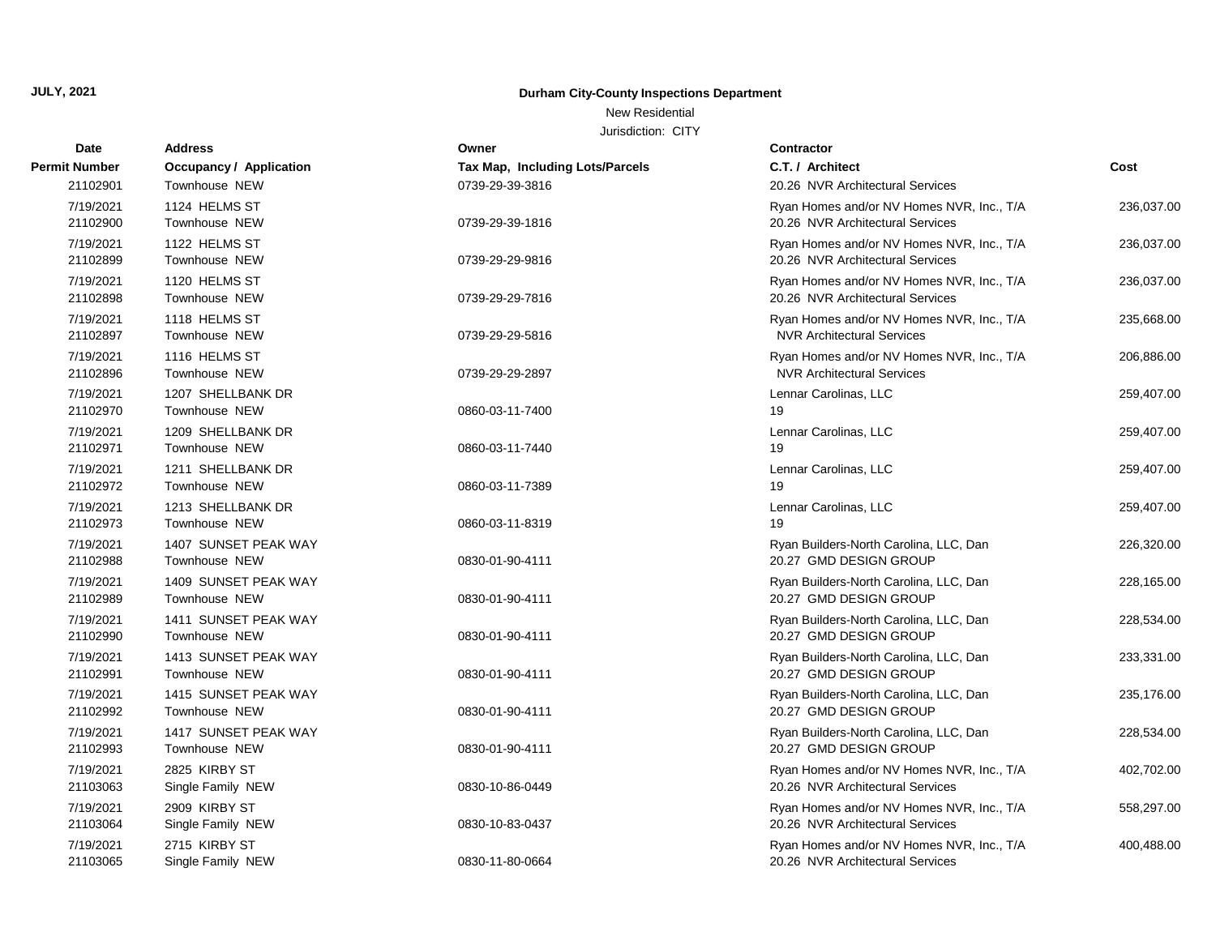**JULY, 2021**

**Durham City-County Inspections Department**

New Residential

Jurisdiction: CITY

| Date / Permit Number | Address / Occupancy / Application | Owner / Tax Map, Including Lots/Parcels | Contractor / C.T. / Architect | Cost |
|---|---|---|---|---|
| 21102901 | Townhouse NEW | 0739-29-39-3816 | 20.26 NVR Architectural Services | |
| 7/19/2021<br>21102900 | 1124 HELMS ST<br>Townhouse NEW | 0739-29-39-1816 | Ryan Homes and/or NV Homes NVR, Inc., T/A<br>20.26 NVR Architectural Services | 236,037.00 |
| 7/19/2021<br>21102899 | 1122 HELMS ST<br>Townhouse NEW | 0739-29-29-9816 | Ryan Homes and/or NV Homes NVR, Inc., T/A<br>20.26 NVR Architectural Services | 236,037.00 |
| 7/19/2021<br>21102898 | 1120 HELMS ST<br>Townhouse NEW | 0739-29-29-7816 | Ryan Homes and/or NV Homes NVR, Inc., T/A<br>20.26 NVR Architectural Services | 236,037.00 |
| 7/19/2021<br>21102897 | 1118 HELMS ST<br>Townhouse NEW | 0739-29-29-5816 | Ryan Homes and/or NV Homes NVR, Inc., T/A<br>NVR Architectural Services | 235,668.00 |
| 7/19/2021<br>21102896 | 1116 HELMS ST<br>Townhouse NEW | 0739-29-29-2897 | Ryan Homes and/or NV Homes NVR, Inc., T/A<br>NVR Architectural Services | 206,886.00 |
| 7/19/2021<br>21102970 | 1207 SHELLBANK DR<br>Townhouse NEW | 0860-03-11-7400 | Lennar Carolinas, LLC<br>19 | 259,407.00 |
| 7/19/2021<br>21102971 | 1209 SHELLBANK DR<br>Townhouse NEW | 0860-03-11-7440 | Lennar Carolinas, LLC<br>19 | 259,407.00 |
| 7/19/2021<br>21102972 | 1211 SHELLBANK DR<br>Townhouse NEW | 0860-03-11-7389 | Lennar Carolinas, LLC<br>19 | 259,407.00 |
| 7/19/2021<br>21102973 | 1213 SHELLBANK DR<br>Townhouse NEW | 0860-03-11-8319 | Lennar Carolinas, LLC<br>19 | 259,407.00 |
| 7/19/2021<br>21102988 | 1407 SUNSET PEAK WAY<br>Townhouse NEW | 0830-01-90-4111 | Ryan Builders-North Carolina, LLC, Dan<br>20.27 GMD DESIGN GROUP | 226,320.00 |
| 7/19/2021<br>21102989 | 1409 SUNSET PEAK WAY<br>Townhouse NEW | 0830-01-90-4111 | Ryan Builders-North Carolina, LLC, Dan<br>20.27 GMD DESIGN GROUP | 228,165.00 |
| 7/19/2021<br>21102990 | 1411 SUNSET PEAK WAY<br>Townhouse NEW | 0830-01-90-4111 | Ryan Builders-North Carolina, LLC, Dan<br>20.27 GMD DESIGN GROUP | 228,534.00 |
| 7/19/2021<br>21102991 | 1413 SUNSET PEAK WAY<br>Townhouse NEW | 0830-01-90-4111 | Ryan Builders-North Carolina, LLC, Dan<br>20.27 GMD DESIGN GROUP | 233,331.00 |
| 7/19/2021<br>21102992 | 1415 SUNSET PEAK WAY<br>Townhouse NEW | 0830-01-90-4111 | Ryan Builders-North Carolina, LLC, Dan<br>20.27 GMD DESIGN GROUP | 235,176.00 |
| 7/19/2021<br>21102993 | 1417 SUNSET PEAK WAY<br>Townhouse NEW | 0830-01-90-4111 | Ryan Builders-North Carolina, LLC, Dan<br>20.27 GMD DESIGN GROUP | 228,534.00 |
| 7/19/2021<br>21103063 | 2825 KIRBY ST<br>Single Family NEW | 0830-10-86-0449 | Ryan Homes and/or NV Homes NVR, Inc., T/A<br>20.26 NVR Architectural Services | 402,702.00 |
| 7/19/2021<br>21103064 | 2909 KIRBY ST<br>Single Family NEW | 0830-10-83-0437 | Ryan Homes and/or NV Homes NVR, Inc., T/A<br>20.26 NVR Architectural Services | 558,297.00 |
| 7/19/2021<br>21103065 | 2715 KIRBY ST<br>Single Family NEW | 0830-11-80-0664 | Ryan Homes and/or NV Homes NVR, Inc., T/A<br>20.26 NVR Architectural Services | 400,488.00 |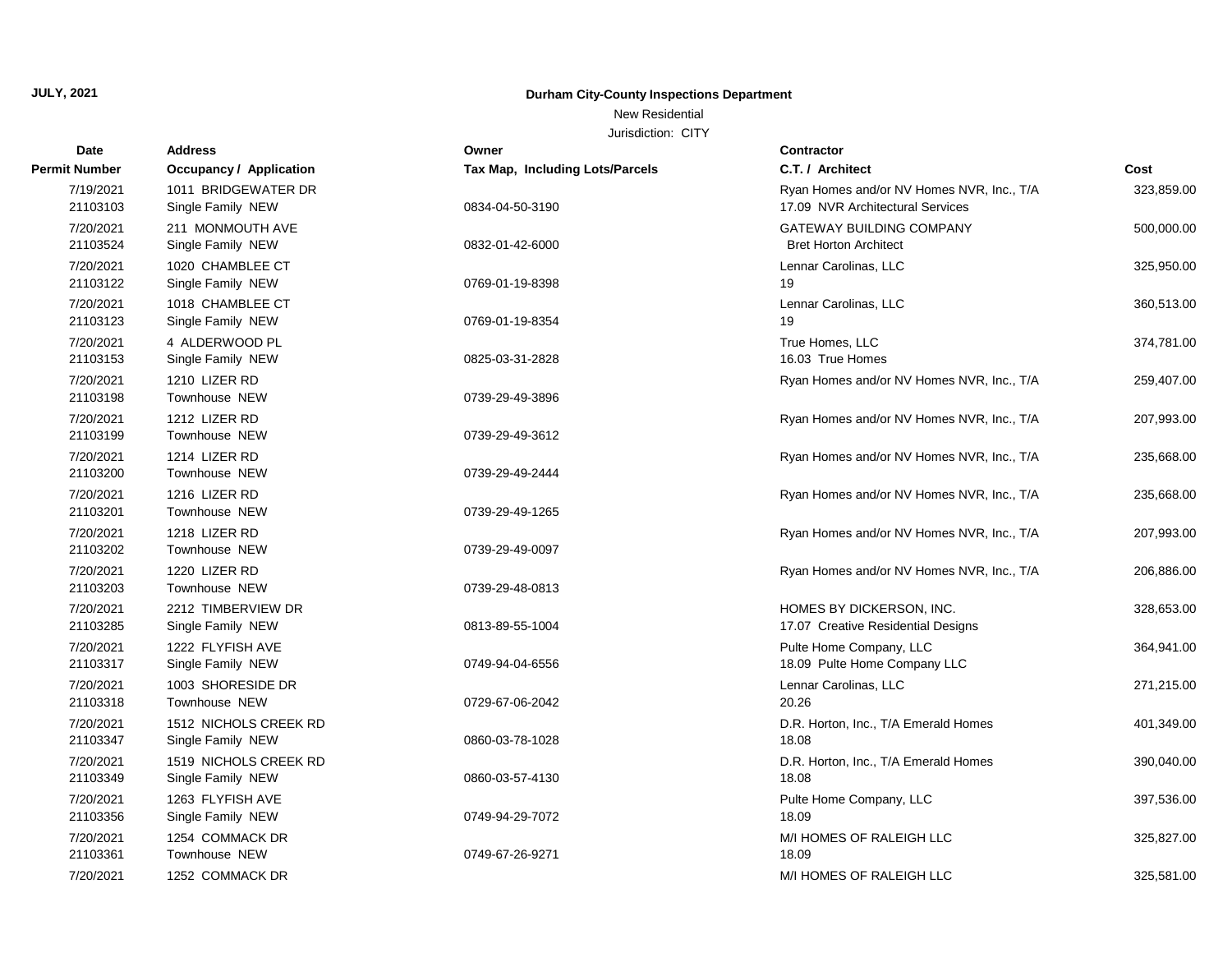**JULY, 2021**

**Durham City-County Inspections Department**

New Residential

Jurisdiction: CITY

| Date / Permit Number | Address / Occupancy / Application | Owner / Tax Map, Including Lots/Parcels | Contractor / C.T. / Architect | Cost |
|---|---|---|---|---|
| 7/19/2021<br>21103103 | 1011 BRIDGEWATER DR<br>Single Family NEW | 0834-04-50-3190 | Ryan Homes and/or NV Homes NVR, Inc., T/A<br>17.09 NVR Architectural Services | 323,859.00 |
| 7/20/2021<br>21103524 | 211 MONMOUTH AVE<br>Single Family NEW | 0832-01-42-6000 | GATEWAY BUILDING COMPANY<br>Bret Horton Architect | 500,000.00 |
| 7/20/2021<br>21103122 | 1020 CHAMBLEE CT<br>Single Family NEW | 0769-01-19-8398 | Lennar Carolinas, LLC<br>19 | 325,950.00 |
| 7/20/2021<br>21103123 | 1018 CHAMBLEE CT<br>Single Family NEW | 0769-01-19-8354 | Lennar Carolinas, LLC<br>19 | 360,513.00 |
| 7/20/2021<br>21103153 | 4 ALDERWOOD PL<br>Single Family NEW | 0825-03-31-2828 | True Homes, LLC<br>16.03 True Homes | 374,781.00 |
| 7/20/2021<br>21103198 | 1210 LIZER RD<br>Townhouse NEW | 0739-29-49-3896 | Ryan Homes and/or NV Homes NVR, Inc., T/A | 259,407.00 |
| 7/20/2021<br>21103199 | 1212 LIZER RD<br>Townhouse NEW | 0739-29-49-3612 | Ryan Homes and/or NV Homes NVR, Inc., T/A | 207,993.00 |
| 7/20/2021<br>21103200 | 1214 LIZER RD<br>Townhouse NEW | 0739-29-49-2444 | Ryan Homes and/or NV Homes NVR, Inc., T/A | 235,668.00 |
| 7/20/2021<br>21103201 | 1216 LIZER RD<br>Townhouse NEW | 0739-29-49-1265 | Ryan Homes and/or NV Homes NVR, Inc., T/A | 235,668.00 |
| 7/20/2021<br>21103202 | 1218 LIZER RD<br>Townhouse NEW | 0739-29-49-0097 | Ryan Homes and/or NV Homes NVR, Inc., T/A | 207,993.00 |
| 7/20/2021<br>21103203 | 1220 LIZER RD<br>Townhouse NEW | 0739-29-48-0813 | Ryan Homes and/or NV Homes NVR, Inc., T/A | 206,886.00 |
| 7/20/2021<br>21103285 | 2212 TIMBERVIEW DR<br>Single Family NEW | 0813-89-55-1004 | HOMES BY DICKERSON, INC.<br>17.07 Creative Residential Designs | 328,653.00 |
| 7/20/2021<br>21103317 | 1222 FLYFISH AVE<br>Single Family NEW | 0749-94-04-6556 | Pulte Home Company, LLC<br>18.09 Pulte Home Company LLC | 364,941.00 |
| 7/20/2021<br>21103318 | 1003 SHORESIDE DR<br>Townhouse NEW | 0729-67-06-2042 | Lennar Carolinas, LLC<br>20.26 | 271,215.00 |
| 7/20/2021<br>21103347 | 1512 NICHOLS CREEK RD<br>Single Family NEW | 0860-03-78-1028 | D.R. Horton, Inc., T/A Emerald Homes<br>18.08 | 401,349.00 |
| 7/20/2021<br>21103349 | 1519 NICHOLS CREEK RD<br>Single Family NEW | 0860-03-57-4130 | D.R. Horton, Inc., T/A Emerald Homes<br>18.08 | 390,040.00 |
| 7/20/2021<br>21103356 | 1263 FLYFISH AVE<br>Single Family NEW | 0749-94-29-7072 | Pulte Home Company, LLC<br>18.09 | 397,536.00 |
| 7/20/2021<br>21103361 | 1254 COMMACK DR<br>Townhouse NEW | 0749-67-26-9271 | M/I HOMES OF RALEIGH LLC<br>18.09 | 325,827.00 |
| 7/20/2021 | 1252 COMMACK DR | | M/I HOMES OF RALEIGH LLC | 325,581.00 |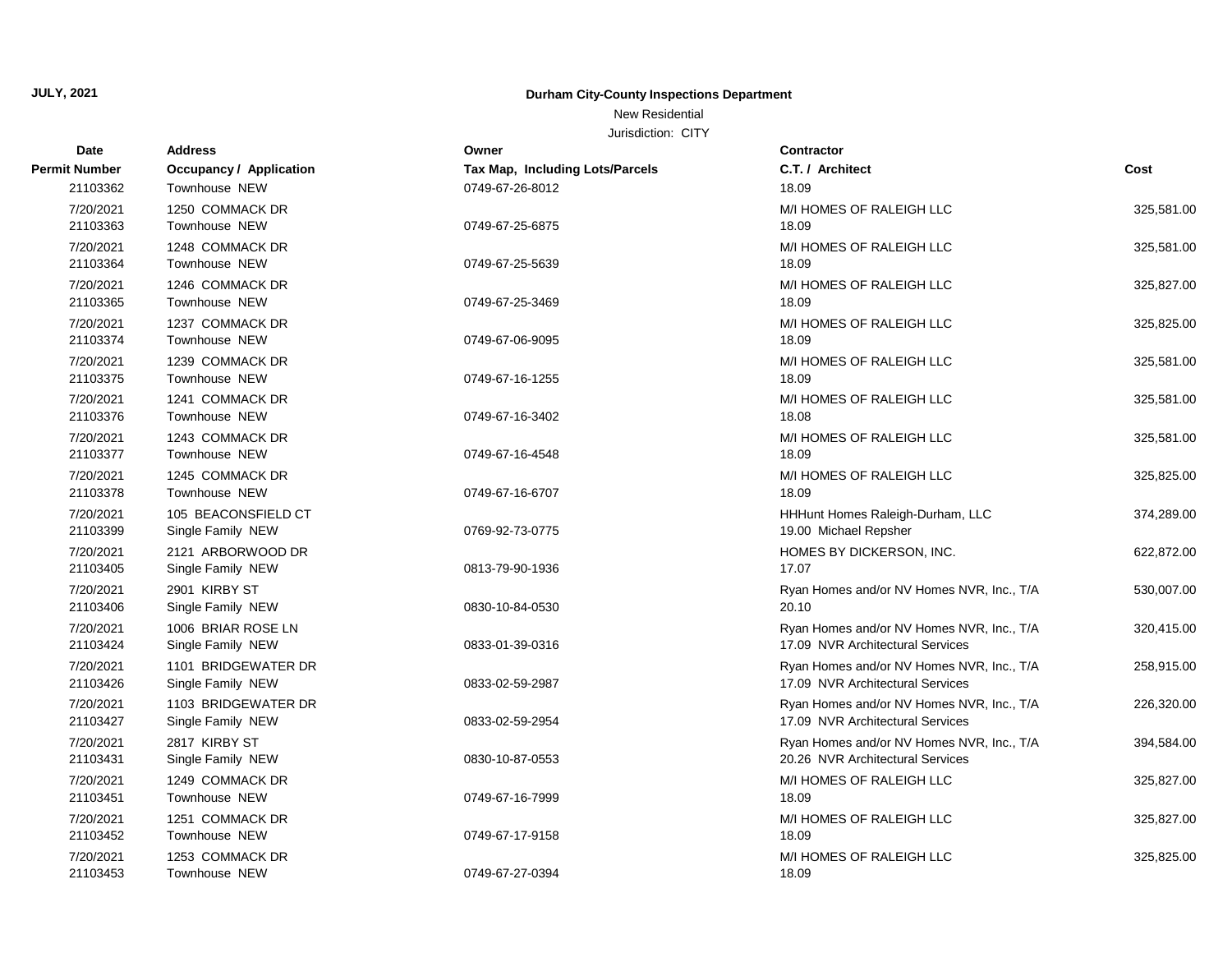**JULY, 2021**

**Durham City-County Inspections Department**

New Residential

Jurisdiction: CITY

| Date / Permit Number | Address / Occupancy / Application | Owner / Tax Map, Including Lots/Parcels | Contractor / C.T. / Architect | Cost |
|---|---|---|---|---|
| 21103362 | Townhouse NEW | 0749-67-26-8012 | 18.09 | |
| 7/20/2021 | 1250 COMMACK DR | | M/I HOMES OF RALEIGH LLC | 325,581.00 |
| 21103363 | Townhouse NEW | 0749-67-25-6875 | 18.09 | |
| 7/20/2021 | 1248 COMMACK DR | | M/I HOMES OF RALEIGH LLC | 325,581.00 |
| 21103364 | Townhouse NEW | 0749-67-25-5639 | 18.09 | |
| 7/20/2021 | 1246 COMMACK DR | | M/I HOMES OF RALEIGH LLC | 325,827.00 |
| 21103365 | Townhouse NEW | 0749-67-25-3469 | 18.09 | |
| 7/20/2021 | 1237 COMMACK DR | | M/I HOMES OF RALEIGH LLC | 325,825.00 |
| 21103374 | Townhouse NEW | 0749-67-06-9095 | 18.09 | |
| 7/20/2021 | 1239 COMMACK DR | | M/I HOMES OF RALEIGH LLC | 325,581.00 |
| 21103375 | Townhouse NEW | 0749-67-16-1255 | 18.09 | |
| 7/20/2021 | 1241 COMMACK DR | | M/I HOMES OF RALEIGH LLC | 325,581.00 |
| 21103376 | Townhouse NEW | 0749-67-16-3402 | 18.08 | |
| 7/20/2021 | 1243 COMMACK DR | | M/I HOMES OF RALEIGH LLC | 325,581.00 |
| 21103377 | Townhouse NEW | 0749-67-16-4548 | 18.09 | |
| 7/20/2021 | 1245 COMMACK DR | | M/I HOMES OF RALEIGH LLC | 325,825.00 |
| 21103378 | Townhouse NEW | 0749-67-16-6707 | 18.09 | |
| 7/20/2021 | 105 BEACONSFIELD CT | | HHHunt Homes Raleigh-Durham, LLC | 374,289.00 |
| 21103399 | Single Family NEW | 0769-92-73-0775 | 19.00 Michael Repsher | |
| 7/20/2021 | 2121 ARBORWOOD DR | | HOMES BY DICKERSON, INC. | 622,872.00 |
| 21103405 | Single Family NEW | 0813-79-90-1936 | 17.07 | |
| 7/20/2021 | 2901 KIRBY ST | | Ryan Homes and/or NV Homes NVR, Inc., T/A | 530,007.00 |
| 21103406 | Single Family NEW | 0830-10-84-0530 | 20.10 | |
| 7/20/2021 | 1006 BRIAR ROSE LN | | Ryan Homes and/or NV Homes NVR, Inc., T/A | 320,415.00 |
| 21103424 | Single Family NEW | 0833-01-39-0316 | 17.09 NVR Architectural Services | |
| 7/20/2021 | 1101 BRIDGEWATER DR | | Ryan Homes and/or NV Homes NVR, Inc., T/A | 258,915.00 |
| 21103426 | Single Family NEW | 0833-02-59-2987 | 17.09 NVR Architectural Services | |
| 7/20/2021 | 1103 BRIDGEWATER DR | | Ryan Homes and/or NV Homes NVR, Inc., T/A | 226,320.00 |
| 21103427 | Single Family NEW | 0833-02-59-2954 | 17.09 NVR Architectural Services | |
| 7/20/2021 | 2817 KIRBY ST | | Ryan Homes and/or NV Homes NVR, Inc., T/A | 394,584.00 |
| 21103431 | Single Family NEW | 0830-10-87-0553 | 20.26 NVR Architectural Services | |
| 7/20/2021 | 1249 COMMACK DR | | M/I HOMES OF RALEIGH LLC | 325,827.00 |
| 21103451 | Townhouse NEW | 0749-67-16-7999 | 18.09 | |
| 7/20/2021 | 1251 COMMACK DR | | M/I HOMES OF RALEIGH LLC | 325,827.00 |
| 21103452 | Townhouse NEW | 0749-67-17-9158 | 18.09 | |
| 7/20/2021 | 1253 COMMACK DR | | M/I HOMES OF RALEIGH LLC | 325,825.00 |
| 21103453 | Townhouse NEW | 0749-67-27-0394 | 18.09 | |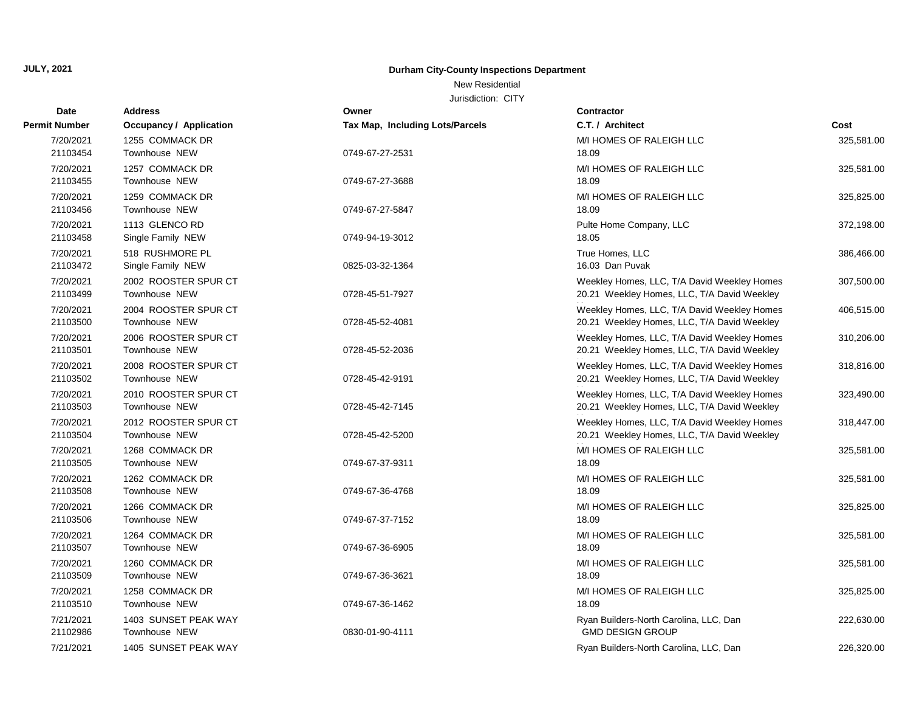**JULY, 2021**

**Durham City-County Inspections Department**

New Residential

Jurisdiction: CITY

| Date<br>Permit Number | Address<br>Occupancy / Application | Owner<br>Tax Map, Including Lots/Parcels | Contractor<br>C.T. / Architect | Cost |
|---|---|---|---|---|
| 7/20/2021<br>21103454 | 1255 COMMACK DR<br>Townhouse NEW | 0749-67-27-2531 | M/I HOMES OF RALEIGH LLC<br>18.09 | 325,581.00 |
| 7/20/2021<br>21103455 | 1257 COMMACK DR<br>Townhouse NEW | 0749-67-27-3688 | M/I HOMES OF RALEIGH LLC<br>18.09 | 325,581.00 |
| 7/20/2021<br>21103456 | 1259 COMMACK DR<br>Townhouse NEW | 0749-67-27-5847 | M/I HOMES OF RALEIGH LLC<br>18.09 | 325,825.00 |
| 7/20/2021<br>21103458 | 1113 GLENCO RD<br>Single Family NEW | 0749-94-19-3012 | Pulte Home Company, LLC<br>18.05 | 372,198.00 |
| 7/20/2021<br>21103472 | 518 RUSHMORE PL<br>Single Family NEW | 0825-03-32-1364 | True Homes, LLC<br>16.03 Dan Puvak | 386,466.00 |
| 7/20/2021<br>21103499 | 2002 ROOSTER SPUR CT<br>Townhouse NEW | 0728-45-51-7927 | Weekley Homes, LLC, T/A David Weekley Homes<br>20.21 Weekley Homes, LLC, T/A David Weekley | 307,500.00 |
| 7/20/2021<br>21103500 | 2004 ROOSTER SPUR CT<br>Townhouse NEW | 0728-45-52-4081 | Weekley Homes, LLC, T/A David Weekley Homes<br>20.21 Weekley Homes, LLC, T/A David Weekley | 406,515.00 |
| 7/20/2021<br>21103501 | 2006 ROOSTER SPUR CT<br>Townhouse NEW | 0728-45-52-2036 | Weekley Homes, LLC, T/A David Weekley Homes<br>20.21 Weekley Homes, LLC, T/A David Weekley | 310,206.00 |
| 7/20/2021<br>21103502 | 2008 ROOSTER SPUR CT<br>Townhouse NEW | 0728-45-42-9191 | Weekley Homes, LLC, T/A David Weekley Homes<br>20.21 Weekley Homes, LLC, T/A David Weekley | 318,816.00 |
| 7/20/2021<br>21103503 | 2010 ROOSTER SPUR CT<br>Townhouse NEW | 0728-45-42-7145 | Weekley Homes, LLC, T/A David Weekley Homes<br>20.21 Weekley Homes, LLC, T/A David Weekley | 323,490.00 |
| 7/20/2021<br>21103504 | 2012 ROOSTER SPUR CT<br>Townhouse NEW | 0728-45-42-5200 | Weekley Homes, LLC, T/A David Weekley Homes<br>20.21 Weekley Homes, LLC, T/A David Weekley | 318,447.00 |
| 7/20/2021<br>21103505 | 1268 COMMACK DR<br>Townhouse NEW | 0749-67-37-9311 | M/I HOMES OF RALEIGH LLC<br>18.09 | 325,581.00 |
| 7/20/2021<br>21103508 | 1262 COMMACK DR<br>Townhouse NEW | 0749-67-36-4768 | M/I HOMES OF RALEIGH LLC<br>18.09 | 325,581.00 |
| 7/20/2021<br>21103506 | 1266 COMMACK DR<br>Townhouse NEW | 0749-67-37-7152 | M/I HOMES OF RALEIGH LLC<br>18.09 | 325,825.00 |
| 7/20/2021<br>21103507 | 1264 COMMACK DR<br>Townhouse NEW | 0749-67-36-6905 | M/I HOMES OF RALEIGH LLC<br>18.09 | 325,581.00 |
| 7/20/2021<br>21103509 | 1260 COMMACK DR<br>Townhouse NEW | 0749-67-36-3621 | M/I HOMES OF RALEIGH LLC<br>18.09 | 325,581.00 |
| 7/20/2021<br>21103510 | 1258 COMMACK DR<br>Townhouse NEW | 0749-67-36-1462 | M/I HOMES OF RALEIGH LLC<br>18.09 | 325,825.00 |
| 7/21/2021<br>21102986 | 1403 SUNSET PEAK WAY<br>Townhouse NEW | 0830-01-90-4111 | Ryan Builders-North Carolina, LLC, Dan<br>GMD DESIGN GROUP | 222,630.00 |
| 7/21/2021 | 1405 SUNSET PEAK WAY | | Ryan Builders-North Carolina, LLC, Dan | 226,320.00 |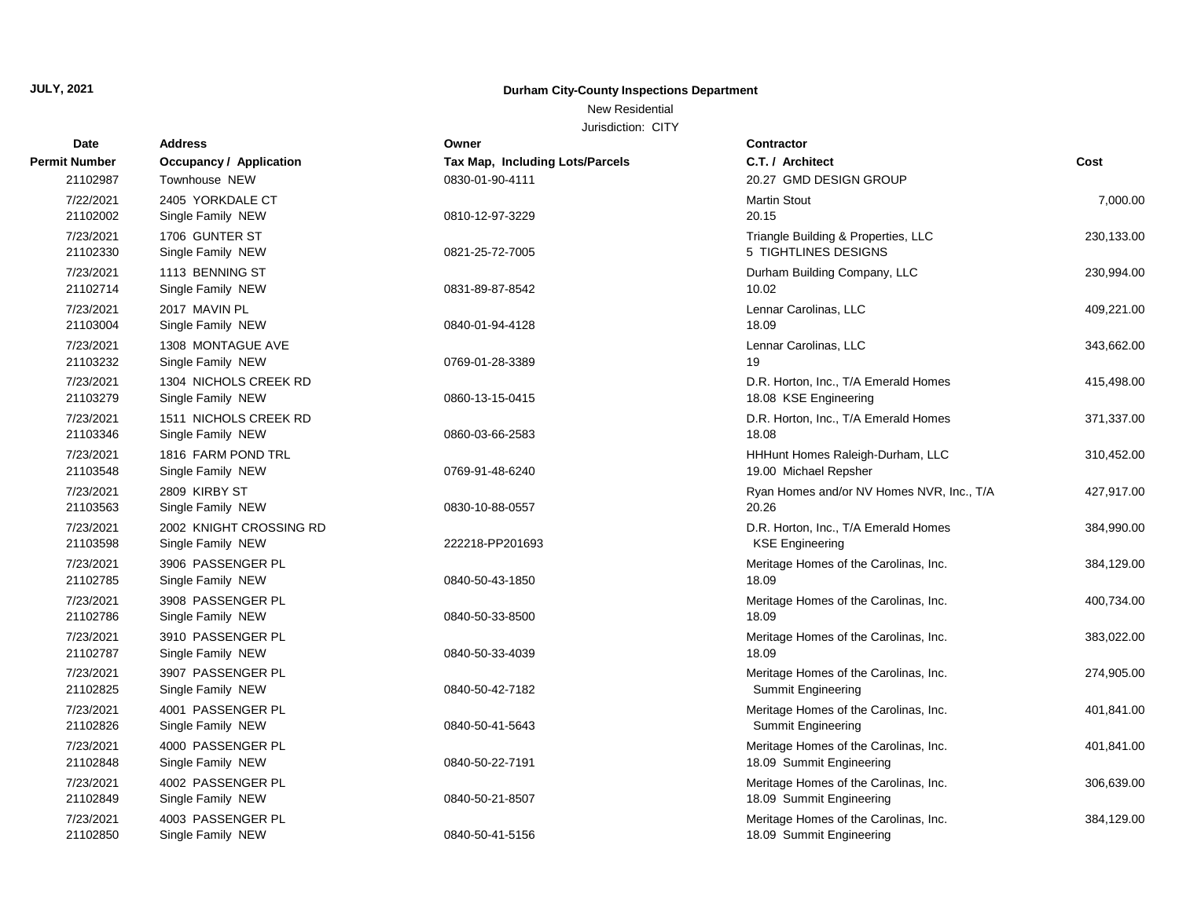**JULY, 2021**

**Durham City-County Inspections Department**

New Residential

Jurisdiction: CITY

| Date / Permit Number | Address / Occupancy / Application | Owner / Tax Map, Including Lots/Parcels | Contractor / C.T. / Architect | Cost |
|---|---|---|---|---|
| 21102987 | Townhouse NEW | 0830-01-90-4111 | 20.27 GMD DESIGN GROUP | |
| 7/22/2021<br>21102002 | 2405 YORKDALE CT<br>Single Family NEW | 0810-12-97-3229 | Martin Stout<br>20.15 | 7,000.00 |
| 7/23/2021<br>21102330 | 1706 GUNTER ST<br>Single Family NEW | 0821-25-72-7005 | Triangle Building & Properties, LLC<br>5 TIGHTLINES DESIGNS | 230,133.00 |
| 7/23/2021<br>21102714 | 1113 BENNING ST<br>Single Family NEW | 0831-89-87-8542 | Durham Building Company, LLC<br>10.02 | 230,994.00 |
| 7/23/2021<br>21103004 | 2017 MAVIN PL<br>Single Family NEW | 0840-01-94-4128 | Lennar Carolinas, LLC<br>18.09 | 409,221.00 |
| 7/23/2021<br>21103232 | 1308 MONTAGUE AVE<br>Single Family NEW | 0769-01-28-3389 | Lennar Carolinas, LLC<br>19 | 343,662.00 |
| 7/23/2021<br>21103279 | 1304 NICHOLS CREEK RD<br>Single Family NEW | 0860-13-15-0415 | D.R. Horton, Inc., T/A Emerald Homes<br>18.08 KSE Engineering | 415,498.00 |
| 7/23/2021<br>21103346 | 1511 NICHOLS CREEK RD<br>Single Family NEW | 0860-03-66-2583 | D.R. Horton, Inc., T/A Emerald Homes<br>18.08 | 371,337.00 |
| 7/23/2021<br>21103548 | 1816 FARM POND TRL<br>Single Family NEW | 0769-91-48-6240 | HHHunt Homes Raleigh-Durham, LLC<br>19.00 Michael Repsher | 310,452.00 |
| 7/23/2021<br>21103563 | 2809 KIRBY ST<br>Single Family NEW | 0830-10-88-0557 | Ryan Homes and/or NV Homes NVR, Inc., T/A<br>20.26 | 427,917.00 |
| 7/23/2021<br>21103598 | 2002 KNIGHT CROSSING RD<br>Single Family NEW | 222218-PP201693 | D.R. Horton, Inc., T/A Emerald Homes<br>KSE Engineering | 384,990.00 |
| 7/23/2021<br>21102785 | 3906 PASSENGER PL<br>Single Family NEW | 0840-50-43-1850 | Meritage Homes of the Carolinas, Inc.<br>18.09 | 384,129.00 |
| 7/23/2021<br>21102786 | 3908 PASSENGER PL<br>Single Family NEW | 0840-50-33-8500 | Meritage Homes of the Carolinas, Inc.<br>18.09 | 400,734.00 |
| 7/23/2021<br>21102787 | 3910 PASSENGER PL<br>Single Family NEW | 0840-50-33-4039 | Meritage Homes of the Carolinas, Inc.<br>18.09 | 383,022.00 |
| 7/23/2021<br>21102825 | 3907 PASSENGER PL<br>Single Family NEW | 0840-50-42-7182 | Meritage Homes of the Carolinas, Inc.<br>Summit Engineering | 274,905.00 |
| 7/23/2021<br>21102826 | 4001 PASSENGER PL<br>Single Family NEW | 0840-50-41-5643 | Meritage Homes of the Carolinas, Inc.<br>Summit Engineering | 401,841.00 |
| 7/23/2021<br>21102848 | 4000 PASSENGER PL<br>Single Family NEW | 0840-50-22-7191 | Meritage Homes of the Carolinas, Inc.<br>18.09 Summit Engineering | 401,841.00 |
| 7/23/2021<br>21102849 | 4002 PASSENGER PL<br>Single Family NEW | 0840-50-21-8507 | Meritage Homes of the Carolinas, Inc.<br>18.09 Summit Engineering | 306,639.00 |
| 7/23/2021<br>21102850 | 4003 PASSENGER PL<br>Single Family NEW | 0840-50-41-5156 | Meritage Homes of the Carolinas, Inc.<br>18.09 Summit Engineering | 384,129.00 |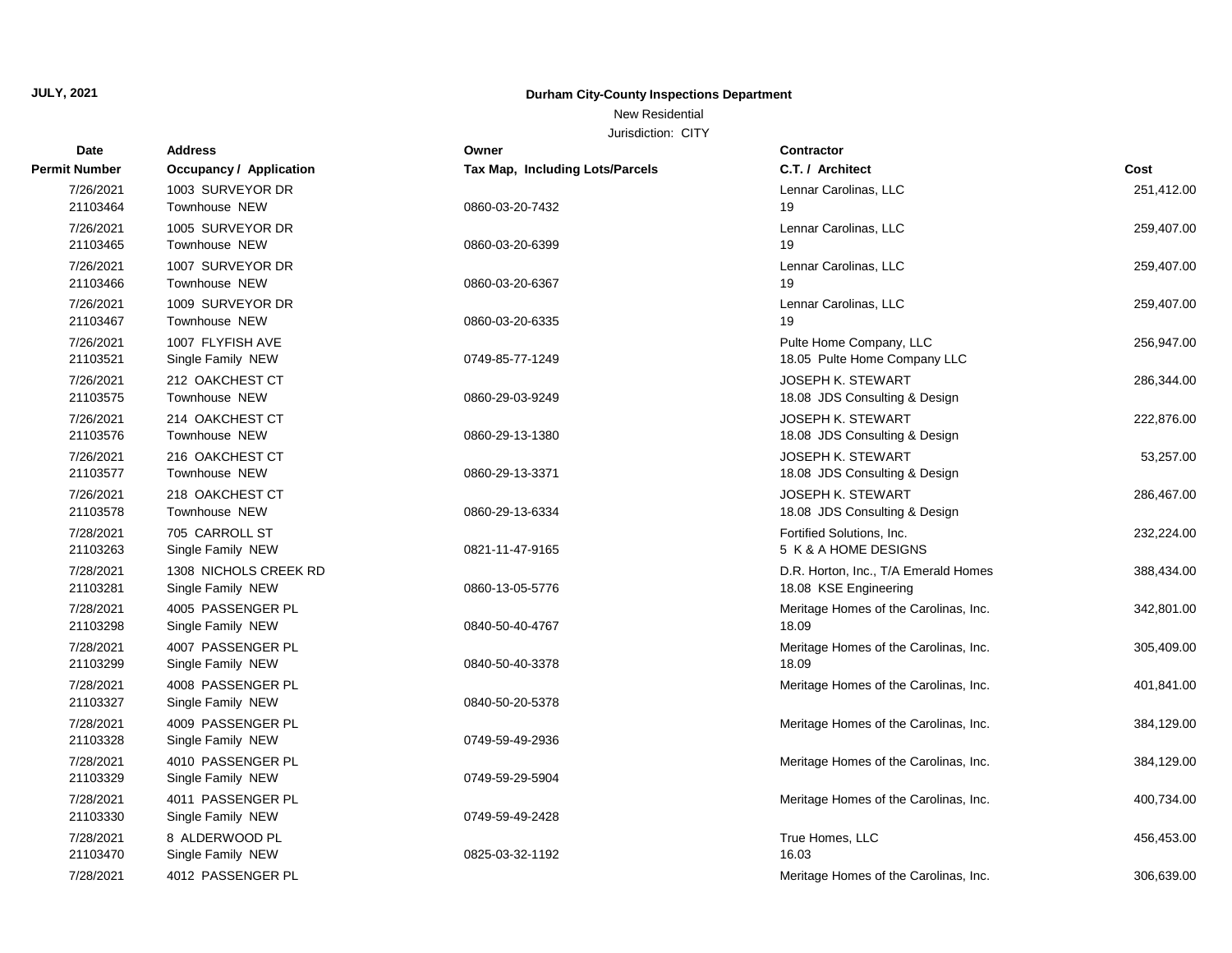**JULY, 2021**

**Durham City-County Inspections Department**

New Residential

Jurisdiction: CITY

| Date / Permit Number | Address / Occupancy / Application | Owner / Tax Map, Including Lots/Parcels | Contractor / C.T. / Architect | Cost |
|---|---|---|---|---|
| 7/26/2021<br>21103464 | 1003 SURVEYOR DR<br>Townhouse NEW | 0860-03-20-7432 | Lennar Carolinas, LLC<br>19 | 251,412.00 |
| 7/26/2021<br>21103465 | 1005 SURVEYOR DR<br>Townhouse NEW | 0860-03-20-6399 | Lennar Carolinas, LLC<br>19 | 259,407.00 |
| 7/26/2021<br>21103466 | 1007 SURVEYOR DR<br>Townhouse NEW | 0860-03-20-6367 | Lennar Carolinas, LLC<br>19 | 259,407.00 |
| 7/26/2021<br>21103467 | 1009 SURVEYOR DR<br>Townhouse NEW | 0860-03-20-6335 | Lennar Carolinas, LLC<br>19 | 259,407.00 |
| 7/26/2021<br>21103521 | 1007 FLYFISH AVE<br>Single Family NEW | 0749-85-77-1249 | Pulte Home Company, LLC<br>18.05 Pulte Home Company LLC | 256,947.00 |
| 7/26/2021<br>21103575 | 212 OAKCHEST CT<br>Townhouse NEW | 0860-29-03-9249 | JOSEPH K. STEWART<br>18.08 JDS Consulting & Design | 286,344.00 |
| 7/26/2021<br>21103576 | 214 OAKCHEST CT<br>Townhouse NEW | 0860-29-13-1380 | JOSEPH K. STEWART<br>18.08 JDS Consulting & Design | 222,876.00 |
| 7/26/2021<br>21103577 | 216 OAKCHEST CT<br>Townhouse NEW | 0860-29-13-3371 | JOSEPH K. STEWART<br>18.08 JDS Consulting & Design | 53,257.00 |
| 7/26/2021<br>21103578 | 218 OAKCHEST CT<br>Townhouse NEW | 0860-29-13-6334 | JOSEPH K. STEWART<br>18.08 JDS Consulting & Design | 286,467.00 |
| 7/28/2021<br>21103263 | 705 CARROLL ST<br>Single Family NEW | 0821-11-47-9165 | Fortified Solutions, Inc.<br>5 K & A HOME DESIGNS | 232,224.00 |
| 7/28/2021<br>21103281 | 1308 NICHOLS CREEK RD<br>Single Family NEW | 0860-13-05-5776 | D.R. Horton, Inc., T/A Emerald Homes<br>18.08 KSE Engineering | 388,434.00 |
| 7/28/2021<br>21103298 | 4005 PASSENGER PL<br>Single Family NEW | 0840-50-40-4767 | Meritage Homes of the Carolinas, Inc.<br>18.09 | 342,801.00 |
| 7/28/2021<br>21103299 | 4007 PASSENGER PL<br>Single Family NEW | 0840-50-40-3378 | Meritage Homes of the Carolinas, Inc.<br>18.09 | 305,409.00 |
| 7/28/2021<br>21103327 | 4008 PASSENGER PL<br>Single Family NEW | 0840-50-20-5378 | Meritage Homes of the Carolinas, Inc. | 401,841.00 |
| 7/28/2021<br>21103328 | 4009 PASSENGER PL<br>Single Family NEW | 0749-59-49-2936 | Meritage Homes of the Carolinas, Inc. | 384,129.00 |
| 7/28/2021<br>21103329 | 4010 PASSENGER PL<br>Single Family NEW | 0749-59-29-5904 | Meritage Homes of the Carolinas, Inc. | 384,129.00 |
| 7/28/2021<br>21103330 | 4011 PASSENGER PL<br>Single Family NEW | 0749-59-49-2428 | Meritage Homes of the Carolinas, Inc. | 400,734.00 |
| 7/28/2021<br>21103470 | 8 ALDERWOOD PL<br>Single Family NEW | 0825-03-32-1192 | True Homes, LLC<br>16.03 | 456,453.00 |
| 7/28/2021 | 4012 PASSENGER PL | | Meritage Homes of the Carolinas, Inc. | 306,639.00 |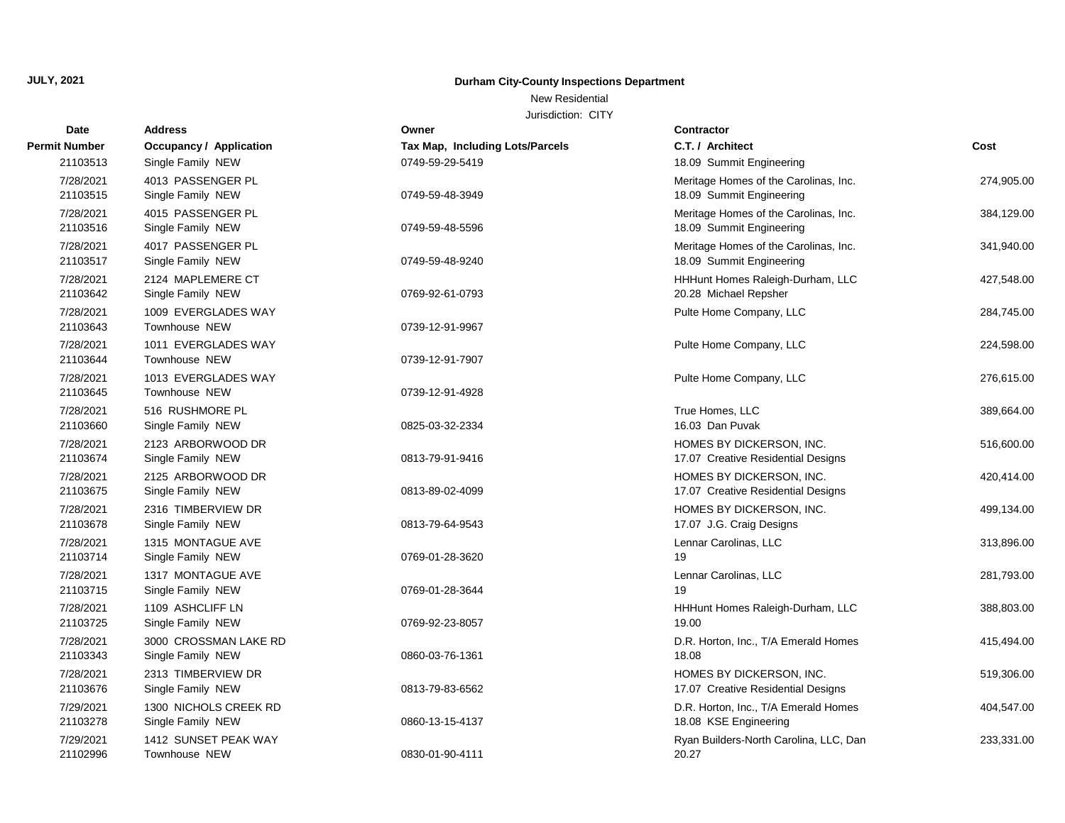**JULY, 2021**

**Durham City-County Inspections Department**

New Residential

Jurisdiction: CITY

| Date<br>Permit Number | Address<br>Occupancy / Application | Owner<br>Tax Map, Including Lots/Parcels | Contractor<br>C.T. / Architect | Cost |
|---|---|---|---|---|
| 21103513 | Single Family NEW | 0749-59-29-5419 | 18.09 Summit Engineering | |
| 7/28/2021<br>21103515 | 4013 PASSENGER PL<br>Single Family NEW | 0749-59-48-3949 | Meritage Homes of the Carolinas, Inc.<br>18.09 Summit Engineering | 274,905.00 |
| 7/28/2021<br>21103516 | 4015 PASSENGER PL<br>Single Family NEW | 0749-59-48-5596 | Meritage Homes of the Carolinas, Inc.<br>18.09 Summit Engineering | 384,129.00 |
| 7/28/2021<br>21103517 | 4017 PASSENGER PL<br>Single Family NEW | 0749-59-48-9240 | Meritage Homes of the Carolinas, Inc.<br>18.09 Summit Engineering | 341,940.00 |
| 7/28/2021<br>21103642 | 2124 MAPLEMERE CT<br>Single Family NEW | 0769-92-61-0793 | HHHunt Homes Raleigh-Durham, LLC<br>20.28 Michael Repsher | 427,548.00 |
| 7/28/2021<br>21103643 | 1009 EVERGLADES WAY<br>Townhouse NEW | 0739-12-91-9967 | Pulte Home Company, LLC | 284,745.00 |
| 7/28/2021<br>21103644 | 1011 EVERGLADES WAY<br>Townhouse NEW | 0739-12-91-7907 | Pulte Home Company, LLC | 224,598.00 |
| 7/28/2021<br>21103645 | 1013 EVERGLADES WAY<br>Townhouse NEW | 0739-12-91-4928 | Pulte Home Company, LLC | 276,615.00 |
| 7/28/2021<br>21103660 | 516 RUSHMORE PL<br>Single Family NEW | 0825-03-32-2334 | True Homes, LLC<br>16.03 Dan Puvak | 389,664.00 |
| 7/28/2021<br>21103674 | 2123 ARBORWOOD DR<br>Single Family NEW | 0813-79-91-9416 | HOMES BY DICKERSON, INC.<br>17.07 Creative Residential Designs | 516,600.00 |
| 7/28/2021<br>21103675 | 2125 ARBORWOOD DR<br>Single Family NEW | 0813-89-02-4099 | HOMES BY DICKERSON, INC.<br>17.07 Creative Residential Designs | 420,414.00 |
| 7/28/2021<br>21103678 | 2316 TIMBERVIEW DR<br>Single Family NEW | 0813-79-64-9543 | HOMES BY DICKERSON, INC.<br>17.07 J.G. Craig Designs | 499,134.00 |
| 7/28/2021<br>21103714 | 1315 MONTAGUE AVE<br>Single Family NEW | 0769-01-28-3620 | Lennar Carolinas, LLC<br>19 | 313,896.00 |
| 7/28/2021<br>21103715 | 1317 MONTAGUE AVE<br>Single Family NEW | 0769-01-28-3644 | Lennar Carolinas, LLC<br>19 | 281,793.00 |
| 7/28/2021<br>21103725 | 1109 ASHCLIFF LN<br>Single Family NEW | 0769-92-23-8057 | HHHunt Homes Raleigh-Durham, LLC<br>19.00 | 388,803.00 |
| 7/28/2021<br>21103343 | 3000 CROSSMAN LAKE RD<br>Single Family NEW | 0860-03-76-1361 | D.R. Horton, Inc., T/A Emerald Homes<br>18.08 | 415,494.00 |
| 7/28/2021<br>21103676 | 2313 TIMBERVIEW DR<br>Single Family NEW | 0813-79-83-6562 | HOMES BY DICKERSON, INC.<br>17.07 Creative Residential Designs | 519,306.00 |
| 7/29/2021<br>21103278 | 1300 NICHOLS CREEK RD<br>Single Family NEW | 0860-13-15-4137 | D.R. Horton, Inc., T/A Emerald Homes<br>18.08 KSE Engineering | 404,547.00 |
| 7/29/2021<br>21102996 | 1412 SUNSET PEAK WAY<br>Townhouse NEW | 0830-01-90-4111 | Ryan Builders-North Carolina, LLC, Dan<br>20.27 | 233,331.00 |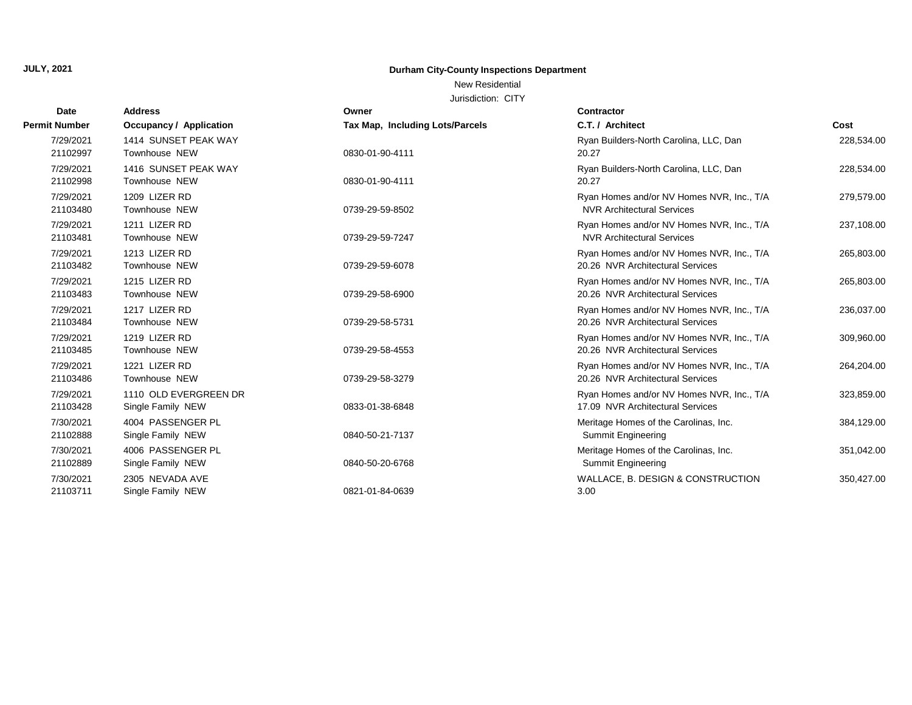JULY, 2021

**Durham City-County Inspections Department**

New Residential

Jurisdiction: CITY

| Date<br>Permit Number | Address<br>Occupancy / Application | Owner<br>Tax Map, Including Lots/Parcels | Contractor<br>C.T. / Architect | Cost |
|---|---|---|---|---|
| 7/29/2021<br>21102997 | 1414 SUNSET PEAK WAY<br>Townhouse NEW | 0830-01-90-4111 | Ryan Builders-North Carolina, LLC, Dan<br>20.27 | 228,534.00 |
| 7/29/2021<br>21102998 | 1416 SUNSET PEAK WAY<br>Townhouse NEW | 0830-01-90-4111 | Ryan Builders-North Carolina, LLC, Dan<br>20.27 | 228,534.00 |
| 7/29/2021<br>21103480 | 1209 LIZER RD<br>Townhouse NEW | 0739-29-59-8502 | Ryan Homes and/or NV Homes NVR, Inc., T/A<br>NVR Architectural Services | 279,579.00 |
| 7/29/2021<br>21103481 | 1211 LIZER RD<br>Townhouse NEW | 0739-29-59-7247 | Ryan Homes and/or NV Homes NVR, Inc., T/A<br>NVR Architectural Services | 237,108.00 |
| 7/29/2021<br>21103482 | 1213 LIZER RD<br>Townhouse NEW | 0739-29-59-6078 | Ryan Homes and/or NV Homes NVR, Inc., T/A<br>20.26 NVR Architectural Services | 265,803.00 |
| 7/29/2021<br>21103483 | 1215 LIZER RD<br>Townhouse NEW | 0739-29-58-6900 | Ryan Homes and/or NV Homes NVR, Inc., T/A<br>20.26 NVR Architectural Services | 265,803.00 |
| 7/29/2021<br>21103484 | 1217 LIZER RD<br>Townhouse NEW | 0739-29-58-5731 | Ryan Homes and/or NV Homes NVR, Inc., T/A<br>20.26 NVR Architectural Services | 236,037.00 |
| 7/29/2021<br>21103485 | 1219 LIZER RD<br>Townhouse NEW | 0739-29-58-4553 | Ryan Homes and/or NV Homes NVR, Inc., T/A<br>20.26 NVR Architectural Services | 309,960.00 |
| 7/29/2021<br>21103486 | 1221 LIZER RD<br>Townhouse NEW | 0739-29-58-3279 | Ryan Homes and/or NV Homes NVR, Inc., T/A<br>20.26 NVR Architectural Services | 264,204.00 |
| 7/29/2021<br>21103428 | 1110 OLD EVERGREEN DR<br>Single Family NEW | 0833-01-38-6848 | Ryan Homes and/or NV Homes NVR, Inc., T/A<br>17.09 NVR Architectural Services | 323,859.00 |
| 7/30/2021<br>21102888 | 4004 PASSENGER PL<br>Single Family NEW | 0840-50-21-7137 | Meritage Homes of the Carolinas, Inc.<br>Summit Engineering | 384,129.00 |
| 7/30/2021<br>21102889 | 4006 PASSENGER PL<br>Single Family NEW | 0840-50-20-6768 | Meritage Homes of the Carolinas, Inc.<br>Summit Engineering | 351,042.00 |
| 7/30/2021<br>21103711 | 2305 NEVADA AVE<br>Single Family NEW | 0821-01-84-0639 | WALLACE, B. DESIGN & CONSTRUCTION<br>3.00 | 350,427.00 |